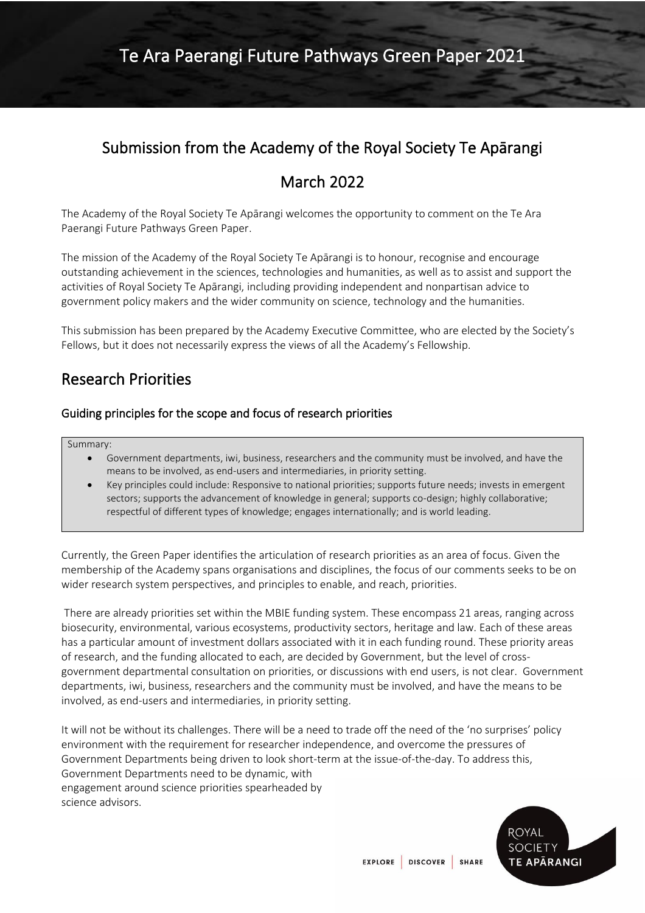# Te Ara Paerangi Future Pathways Green Paper 2021

## Submission from the Academy of the Royal Society Te Apārangi

## March 2022

The Academy of the Royal Society Te Apārangi welcomes the opportunity to comment on the Te Ara Paerangi Future Pathways Green Paper.

The mission of the Academy of the Royal Society Te Apārangi is to honour, recognise and encourage outstanding achievement in the sciences, technologies and humanities, as well as to assist and support the activities of Royal Society Te Apārangi, including providing independent and nonpartisan advice to government policy makers and the wider community on science, technology and the humanities.

This submission has been prepared by the Academy Executive Committee, who are elected by the Society's Fellows, but it does not necessarily express the views of all the Academy's Fellowship.

## Research Priorities

### Guiding principles for the scope and focus of research priorities

Summary:

- Government departments, iwi, business, researchers and the community must be involved, and have the means to be involved, as end-users and intermediaries, in priority setting.
- Key principles could include: Responsive to national priorities; supports future needs; invests in emergent sectors; supports the advancement of knowledge in general; supports co-design; highly collaborative; respectful of different types of knowledge; engages internationally; and is world leading.

Currently, the Green Paper identifies the articulation of research priorities as an area of focus. Given the membership of the Academy spans organisations and disciplines, the focus of our comments seeks to be on wider research system perspectives, and principles to enable, and reach, priorities.

There are already priorities set within the MBIE funding system. These encompass 21 areas, ranging across biosecurity, environmental, various ecosystems, productivity sectors, heritage and law. Each of these areas has a particular amount of investment dollars associated with it in each funding round. These priority areas of research, and the funding allocated to each, are decided by Government, but the level of cross-government departmental consultation on priorities, or discussions with end users, is not clear. Government departments, iwi, business, researchers and the community must be involved, and have the means to be involved, as end-users and intermediaries, in priority setting.

It will not be without its challenges. There will be a need to trade off the need of the 'no surprises' policy environment with the requirement for researcher independence, and overcome the pressures of Government Departments being driven to look short-term at the issue-of-the-day. To address this, Government Departments need to be dynamic, with engagement around science priorities spearheaded by science advisors.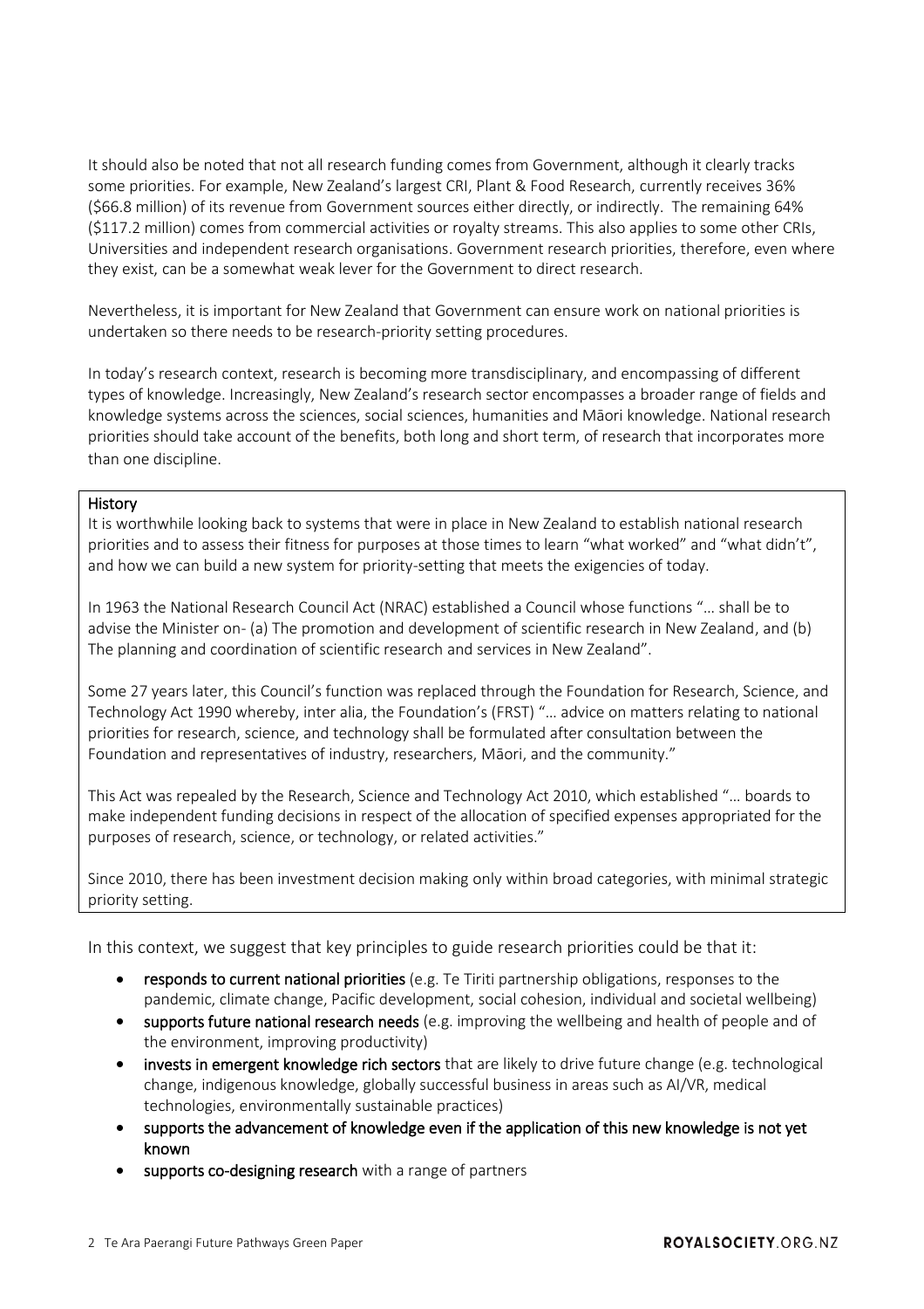It should also be noted that not all research funding comes from Government, although it clearly tracks some priorities. For example, New Zealand's largest CRI, Plant & Food Research, currently receives 36% ($66.8 million) of its revenue from Government sources either directly, or indirectly. The remaining 64% ($117.2 million) comes from commercial activities or royalty streams. This also applies to some other CRIs, Universities and independent research organisations. Government research priorities, therefore, even where they exist, can be a somewhat weak lever for the Government to direct research.

Nevertheless, it is important for New Zealand that Government can ensure work on national priorities is undertaken so there needs to be research-priority setting procedures.

In today's research context, research is becoming more transdisciplinary, and encompassing of different types of knowledge. Increasingly, New Zealand's research sector encompasses a broader range of fields and knowledge systems across the sciences, social sciences, humanities and Māori knowledge. National research priorities should take account of the benefits, both long and short term, of research that incorporates more than one discipline.

**History**

It is worthwhile looking back to systems that were in place in New Zealand to establish national research priorities and to assess their fitness for purposes at those times to learn "what worked" and "what didn't", and how we can build a new system for priority-setting that meets the exigencies of today.

In 1963 the National Research Council Act (NRAC) established a Council whose functions "… shall be to advise the Minister on- (a) The promotion and development of scientific research in New Zealand, and (b) The planning and coordination of scientific research and services in New Zealand".

Some 27 years later, this Council's function was replaced through the Foundation for Research, Science, and Technology Act 1990 whereby, inter alia, the Foundation's (FRST) "… advice on matters relating to national priorities for research, science, and technology shall be formulated after consultation between the Foundation and representatives of industry, researchers, Māori, and the community."

This Act was repealed by the Research, Science and Technology Act 2010, which established "… boards to make independent funding decisions in respect of the allocation of specified expenses appropriated for the purposes of research, science, or technology, or related activities."

Since 2010, there has been investment decision making only within broad categories, with minimal strategic priority setting.

In this context, we suggest that key principles to guide research priorities could be that it:

- **responds to current national priorities** (e.g. Te Tiriti partnership obligations, responses to the pandemic, climate change, Pacific development, social cohesion, individual and societal wellbeing)
- **supports future national research needs** (e.g. improving the wellbeing and health of people and of the environment, improving productivity)
- **invests in emergent knowledge rich sectors** that are likely to drive future change (e.g. technological change, indigenous knowledge, globally successful business in areas such as AI/VR, medical technologies, environmentally sustainable practices)
- **supports the advancement of knowledge even if the application of this new knowledge is not yet known**
- **supports co-designing research** with a range of partners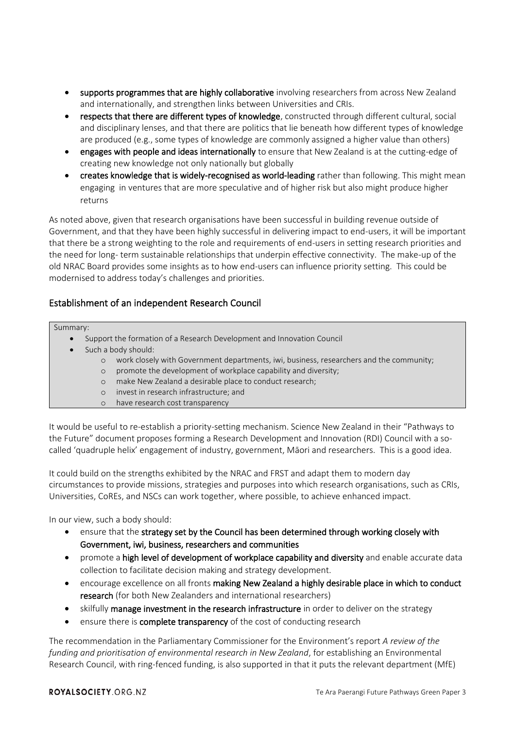- **supports programmes that are highly collaborative** involving researchers from across New Zealand and internationally, and strengthen links between Universities and CRIs.
- **respects that there are different types of knowledge**, constructed through different cultural, social and disciplinary lenses, and that there are politics that lie beneath how different types of knowledge are produced (e.g., some types of knowledge are commonly assigned a higher value than others)
- **engages with people and ideas internationally** to ensure that New Zealand is at the cutting-edge of creating new knowledge not only nationally but globally
- **creates knowledge that is widely-recognised as world-leading** rather than following. This might mean engaging in ventures that are more speculative and of higher risk but also might produce higher returns

As noted above, given that research organisations have been successful in building revenue outside of Government, and that they have been highly successful in delivering impact to end-users, it will be important that there be a strong weighting to the role and requirements of end-users in setting research priorities and the need for long- term sustainable relationships that underpin effective connectivity. The make-up of the old NRAC Board provides some insights as to how end-users can influence priority setting. This could be modernised to address today's challenges and priorities.

## Establishment of an independent Research Council

> Summary:
> - Support the formation of a Research Development and Innovation Council
> - Such a body should:
>   - work closely with Government departments, iwi, business, researchers and the community;
>   - promote the development of workplace capability and diversity;
>   - make New Zealand a desirable place to conduct research;
>   - invest in research infrastructure; and
>   - have research cost transparency

It would be useful to re-establish a priority-setting mechanism. Science New Zealand in their "Pathways to the Future" document proposes forming a Research Development and Innovation (RDI) Council with a so-called 'quadruple helix' engagement of industry, government, Māori and researchers. This is a good idea.

It could build on the strengths exhibited by the NRAC and FRST and adapt them to modern day circumstances to provide missions, strategies and purposes into which research organisations, such as CRIs, Universities, CoREs, and NSCs can work together, where possible, to achieve enhanced impact.

In our view, such a body should:

- ensure that the **strategy set by the Council has been determined through working closely with Government, iwi, business, researchers and communities**
- promote a **high level of development of workplace capability and diversity** and enable accurate data collection to facilitate decision making and strategy development.
- encourage excellence on all fronts **making New Zealand a highly desirable place in which to conduct research** (for both New Zealanders and international researchers)
- skilfully **manage investment in the research infrastructure** in order to deliver on the strategy
- ensure there is **complete transparency** of the cost of conducting research

The recommendation in the Parliamentary Commissioner for the Environment's report *A review of the funding and prioritisation of environmental research in New Zealand*, for establishing an Environmental Research Council, with ring-fenced funding, is also supported in that it puts the relevant department (MfE)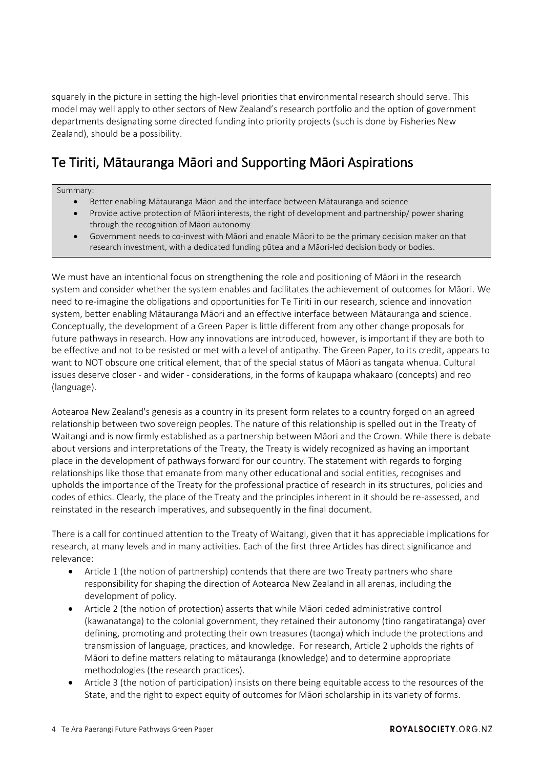squarely in the picture in setting the high-level priorities that environmental research should serve. This model may well apply to other sectors of New Zealand's research portfolio and the option of government departments designating some directed funding into priority projects (such is done by Fisheries New Zealand), should be a possibility.

## Te Tiriti, Mātauranga Māori and Supporting Māori Aspirations

Summary:

- Better enabling Mātauranga Māori and the interface between Mātauranga and science
- Provide active protection of Māori interests, the right of development and partnership/ power sharing through the recognition of Māori autonomy
- Government needs to co-invest with Māori and enable Māori to be the primary decision maker on that research investment, with a dedicated funding pūtea and a Māori-led decision body or bodies.

We must have an intentional focus on strengthening the role and positioning of Māori in the research system and consider whether the system enables and facilitates the achievement of outcomes for Māori. We need to re-imagine the obligations and opportunities for Te Tiriti in our research, science and innovation system, better enabling Mātauranga Māori and an effective interface between Mātauranga and science. Conceptually, the development of a Green Paper is little different from any other change proposals for future pathways in research. How any innovations are introduced, however, is important if they are both to be effective and not to be resisted or met with a level of antipathy. The Green Paper, to its credit, appears to want to NOT obscure one critical element, that of the special status of Māori as tangata whenua. Cultural issues deserve closer - and wider - considerations, in the forms of kaupapa whakaaro (concepts) and reo (language).

Aotearoa New Zealand's genesis as a country in its present form relates to a country forged on an agreed relationship between two sovereign peoples. The nature of this relationship is spelled out in the Treaty of Waitangi and is now firmly established as a partnership between Māori and the Crown. While there is debate about versions and interpretations of the Treaty, the Treaty is widely recognized as having an important place in the development of pathways forward for our country. The statement with regards to forging relationships like those that emanate from many other educational and social entities, recognises and upholds the importance of the Treaty for the professional practice of research in its structures, policies and codes of ethics. Clearly, the place of the Treaty and the principles inherent in it should be re-assessed, and reinstated in the research imperatives, and subsequently in the final document.

There is a call for continued attention to the Treaty of Waitangi, given that it has appreciable implications for research, at many levels and in many activities. Each of the first three Articles has direct significance and relevance:

- Article 1 (the notion of partnership) contends that there are two Treaty partners who share responsibility for shaping the direction of Aotearoa New Zealand in all arenas, including the development of policy.
- Article 2 (the notion of protection) asserts that while Māori ceded administrative control (kawanatanga) to the colonial government, they retained their autonomy (tino rangatiratanga) over defining, promoting and protecting their own treasures (taonga) which include the protections and transmission of language, practices, and knowledge. For research, Article 2 upholds the rights of Māori to define matters relating to mātauranga (knowledge) and to determine appropriate methodologies (the research practices).
- Article 3 (the notion of participation) insists on there being equitable access to the resources of the State, and the right to expect equity of outcomes for Māori scholarship in its variety of forms.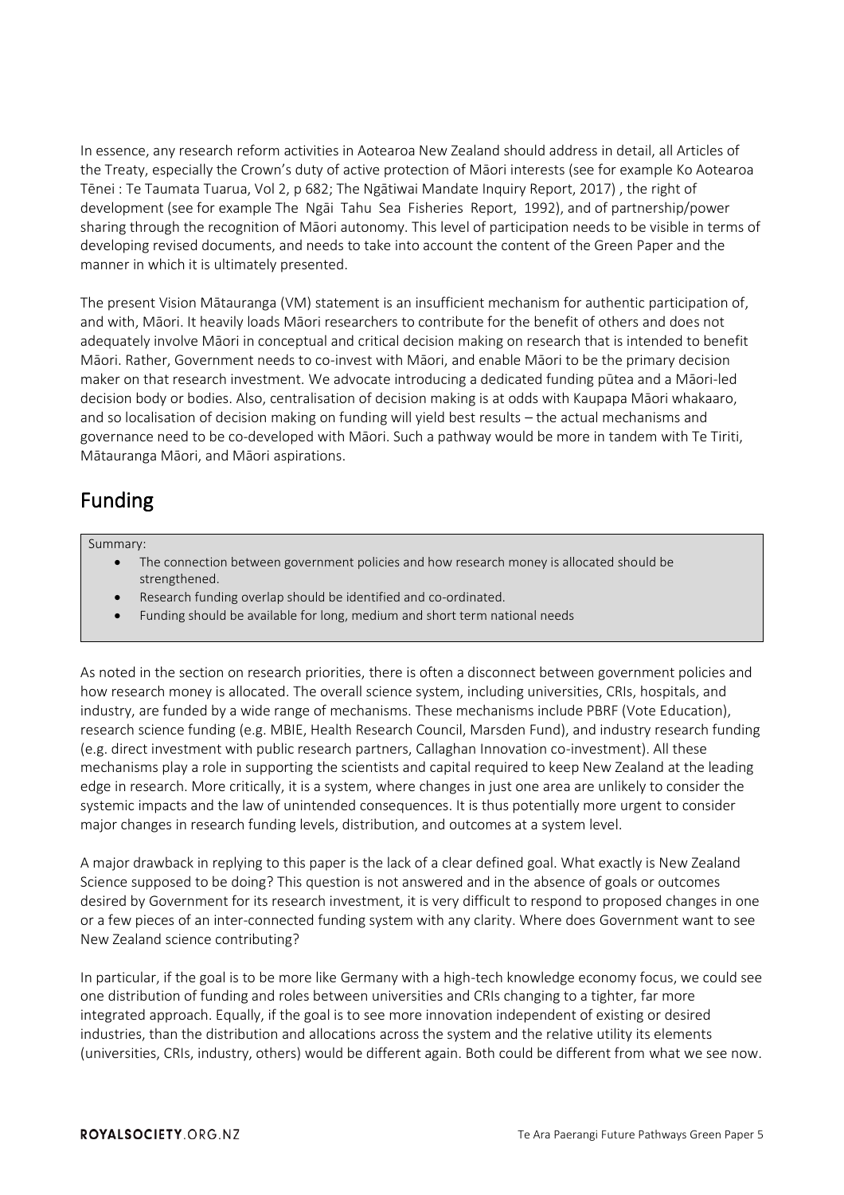In essence, any research reform activities in Aotearoa New Zealand should address in detail, all Articles of the Treaty, especially the Crown's duty of active protection of Māori interests (see for example Ko Aotearoa Tēnei : Te Taumata Tuarua, Vol 2, p 682; The Ngātiwai Mandate Inquiry Report, 2017) , the right of development (see for example The Ngāi Tahu Sea Fisheries Report, 1992), and of partnership/power sharing through the recognition of Māori autonomy. This level of participation needs to be visible in terms of developing revised documents, and needs to take into account the content of the Green Paper and the manner in which it is ultimately presented.

The present Vision Mātauranga (VM) statement is an insufficient mechanism for authentic participation of, and with, Māori. It heavily loads Māori researchers to contribute for the benefit of others and does not adequately involve Māori in conceptual and critical decision making on research that is intended to benefit Māori. Rather, Government needs to co-invest with Māori, and enable Māori to be the primary decision maker on that research investment. We advocate introducing a dedicated funding pūtea and a Māori-led decision body or bodies. Also, centralisation of decision making is at odds with Kaupapa Māori whakaaro, and so localisation of decision making on funding will yield best results – the actual mechanisms and governance need to be co-developed with Māori. Such a pathway would be more in tandem with Te Tiriti, Mātauranga Māori, and Māori aspirations.

## Funding

Summary:

- The connection between government policies and how research money is allocated should be strengthened.
- Research funding overlap should be identified and co-ordinated.
- Funding should be available for long, medium and short term national needs

As noted in the section on research priorities, there is often a disconnect between government policies and how research money is allocated. The overall science system, including universities, CRIs, hospitals, and industry, are funded by a wide range of mechanisms. These mechanisms include PBRF (Vote Education), research science funding (e.g. MBIE, Health Research Council, Marsden Fund), and industry research funding (e.g. direct investment with public research partners, Callaghan Innovation co-investment). All these mechanisms play a role in supporting the scientists and capital required to keep New Zealand at the leading edge in research. More critically, it is a system, where changes in just one area are unlikely to consider the systemic impacts and the law of unintended consequences. It is thus potentially more urgent to consider major changes in research funding levels, distribution, and outcomes at a system level.

A major drawback in replying to this paper is the lack of a clear defined goal. What exactly is New Zealand Science supposed to be doing? This question is not answered and in the absence of goals or outcomes desired by Government for its research investment, it is very difficult to respond to proposed changes in one or a few pieces of an inter-connected funding system with any clarity. Where does Government want to see New Zealand science contributing?

In particular, if the goal is to be more like Germany with a high-tech knowledge economy focus, we could see one distribution of funding and roles between universities and CRIs changing to a tighter, far more integrated approach. Equally, if the goal is to see more innovation independent of existing or desired industries, than the distribution and allocations across the system and the relative utility its elements (universities, CRIs, industry, others) would be different again. Both could be different from what we see now.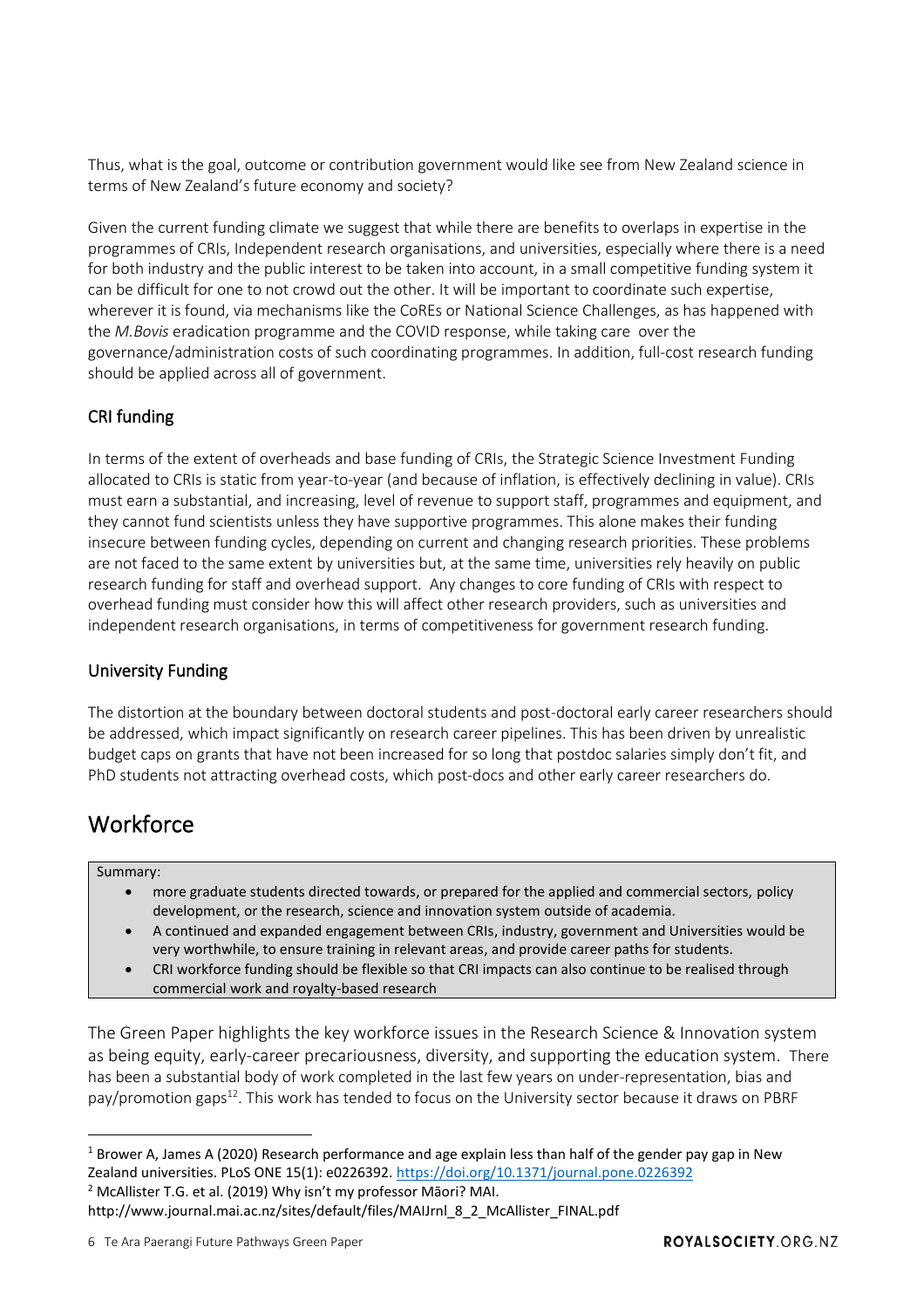Thus, what is the goal, outcome or contribution government would like see from New Zealand science in terms of New Zealand's future economy and society?

Given the current funding climate we suggest that while there are benefits to overlaps in expertise in the programmes of CRIs, Independent research organisations, and universities, especially where there is a need for both industry and the public interest to be taken into account, in a small competitive funding system it can be difficult for one to not crowd out the other. It will be important to coordinate such expertise, wherever it is found, via mechanisms like the CoREs or National Science Challenges, as has happened with the *M.Bovis* eradication programme and the COVID response, while taking care over the governance/administration costs of such coordinating programmes. In addition, full-cost research funding should be applied across all of government.

### CRI funding

In terms of the extent of overheads and base funding of CRIs, the Strategic Science Investment Funding allocated to CRIs is static from year-to-year (and because of inflation, is effectively declining in value). CRIs must earn a substantial, and increasing, level of revenue to support staff, programmes and equipment, and they cannot fund scientists unless they have supportive programmes. This alone makes their funding insecure between funding cycles, depending on current and changing research priorities. These problems are not faced to the same extent by universities but, at the same time, universities rely heavily on public research funding for staff and overhead support. Any changes to core funding of CRIs with respect to overhead funding must consider how this will affect other research providers, such as universities and independent research organisations, in terms of competitiveness for government research funding.

### University Funding

The distortion at the boundary between doctoral students and post-doctoral early career researchers should be addressed, which impact significantly on research career pipelines. This has been driven by unrealistic budget caps on grants that have not been increased for so long that postdoc salaries simply don't fit, and PhD students not attracting overhead costs, which post-docs and other early career researchers do.

## Workforce

Summary:

- more graduate students directed towards, or prepared for the applied and commercial sectors, policy development, or the research, science and innovation system outside of academia.
- A continued and expanded engagement between CRIs, industry, government and Universities would be very worthwhile, to ensure training in relevant areas, and provide career paths for students.
- CRI workforce funding should be flexible so that CRI impacts can also continue to be realised through commercial work and royalty-based research

The Green Paper highlights the key workforce issues in the Research Science & Innovation system as being equity, early-career precariousness, diversity, and supporting the education system. There has been a substantial body of work completed in the last few years on under-representation, bias and pay/promotion gaps[1,2]. This work has tended to focus on the University sector because it draws on PBRF

[1] Brower A, James A (2020) Research performance and age explain less than half of the gender pay gap in New Zealand universities. PLoS ONE 15(1): e0226392. https://doi.org/10.1371/journal.pone.0226392

[2] McAllister T.G. et al. (2019) Why isn't my professor Māori? MAI. http://www.journal.mai.ac.nz/sites/default/files/MAIJrnl_8_2_McAllister_FINAL.pdf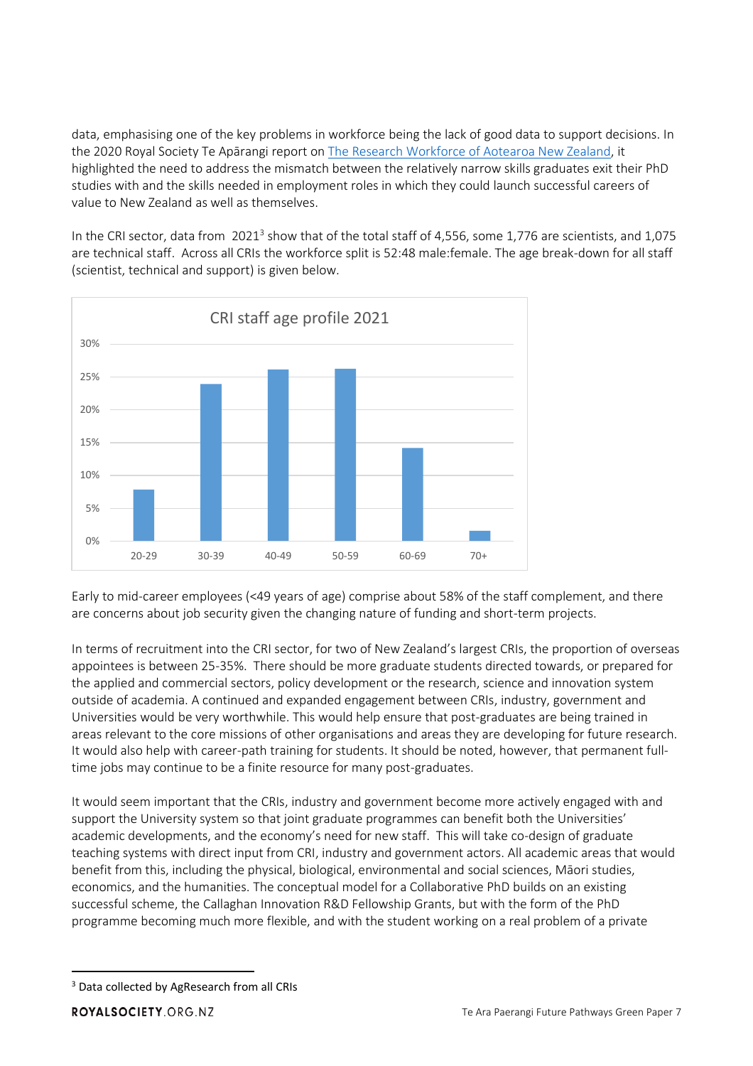data, emphasising one of the key problems in workforce being the lack of good data to support decisions. In the 2020 Royal Society Te Apārangi report on [The Research Workforce of Aotearoa New Zealand](#), it highlighted the need to address the mismatch between the relatively narrow skills graduates exit their PhD studies with and the skills needed in employment roles in which they could launch successful careers of value to New Zealand as well as themselves.

In the CRI sector, data from 2021[3] show that of the total staff of 4,556, some 1,776 are scientists, and 1,075 are technical staff. Across all CRIs the workforce split is 52:48 male:female. The age break-down for all staff (scientist, technical and support) is given below.

CRI staff age profile 2021

Early to mid-career employees (<49 years of age) comprise about 58% of the staff complement, and there are concerns about job security given the changing nature of funding and short-term projects.

In terms of recruitment into the CRI sector, for two of New Zealand's largest CRIs, the proportion of overseas appointees is between 25-35%. There should be more graduate students directed towards, or prepared for the applied and commercial sectors, policy development or the research, science and innovation system outside of academia. A continued and expanded engagement between CRIs, industry, government and Universities would be very worthwhile. This would help ensure that post-graduates are being trained in areas relevant to the core missions of other organisations and areas they are developing for future research. It would also help with career-path training for students. It should be noted, however, that permanent full-time jobs may continue to be a finite resource for many post-graduates.

It would seem important that the CRIs, industry and government become more actively engaged with and support the University system so that joint graduate programmes can benefit both the Universities' academic developments, and the economy's need for new staff. This will take co-design of graduate teaching systems with direct input from CRI, industry and government actors. All academic areas that would benefit from this, including the physical, biological, environmental and social sciences, Māori studies, economics, and the humanities. The conceptual model for a Collaborative PhD builds on an existing successful scheme, the Callaghan Innovation R&D Fellowship Grants, but with the form of the PhD programme becoming much more flexible, and with the student working on a real problem of a private

---

[3] Data collected by AgResearch from all CRIs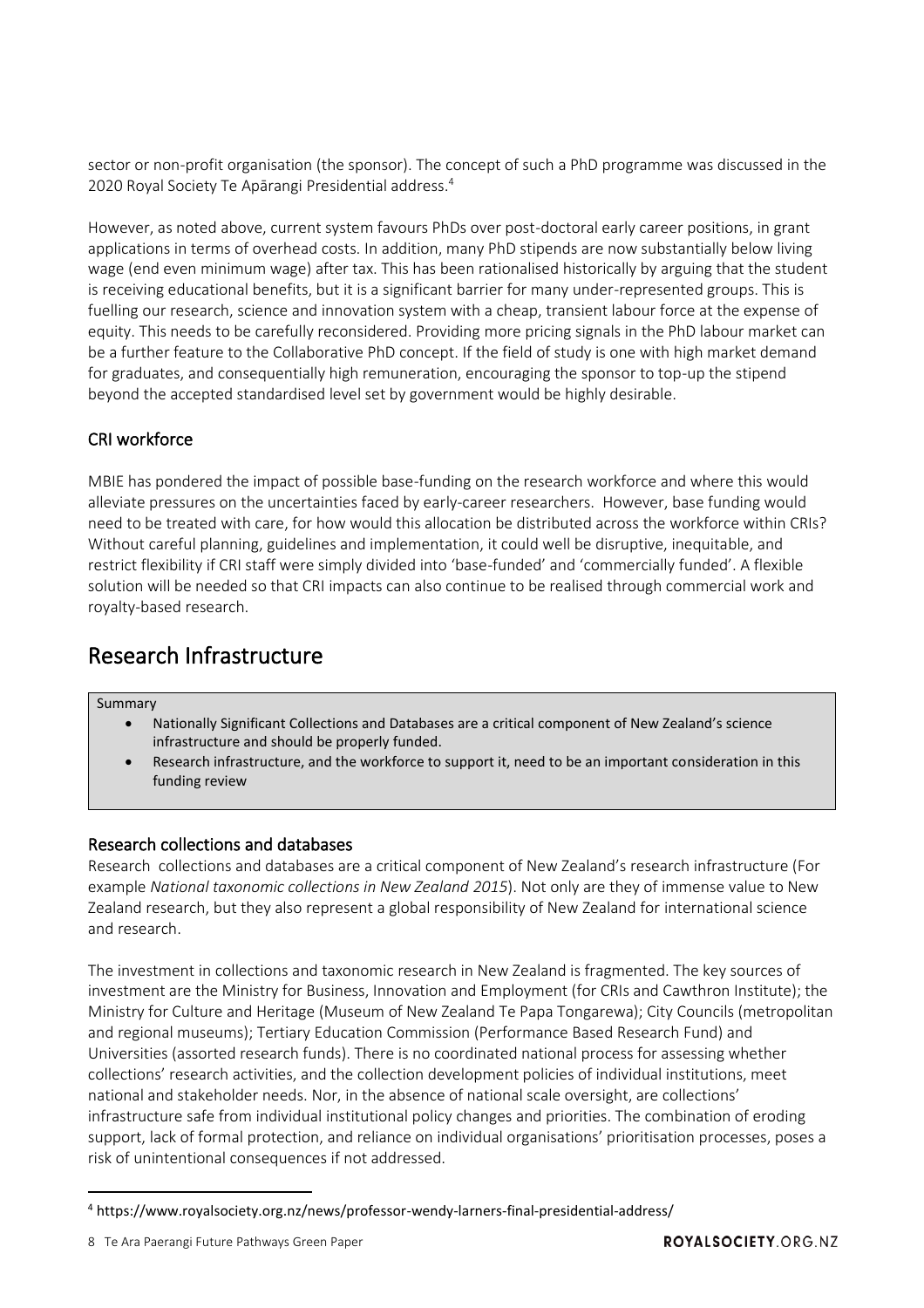sector or non-profit organisation (the sponsor). The concept of such a PhD programme was discussed in the 2020 Royal Society Te Apārangi Presidential address.[4]

However, as noted above, current system favours PhDs over post-doctoral early career positions, in grant applications in terms of overhead costs. In addition, many PhD stipends are now substantially below living wage (end even minimum wage) after tax. This has been rationalised historically by arguing that the student is receiving educational benefits, but it is a significant barrier for many under-represented groups. This is fuelling our research, science and innovation system with a cheap, transient labour force at the expense of equity. This needs to be carefully reconsidered. Providing more pricing signals in the PhD labour market can be a further feature to the Collaborative PhD concept. If the field of study is one with high market demand for graduates, and consequentially high remuneration, encouraging the sponsor to top-up the stipend beyond the accepted standardised level set by government would be highly desirable.

### CRI workforce

MBIE has pondered the impact of possible base-funding on the research workforce and where this would alleviate pressures on the uncertainties faced by early-career researchers. However, base funding would need to be treated with care, for how would this allocation be distributed across the workforce within CRIs? Without careful planning, guidelines and implementation, it could well be disruptive, inequitable, and restrict flexibility if CRI staff were simply divided into 'base-funded' and 'commercially funded'. A flexible solution will be needed so that CRI impacts can also continue to be realised through commercial work and royalty-based research.

## Research Infrastructure

Summary

- Nationally Significant Collections and Databases are a critical component of New Zealand's science infrastructure and should be properly funded.
- Research infrastructure, and the workforce to support it, need to be an important consideration in this funding review

### Research collections and databases

Research collections and databases are a critical component of New Zealand's research infrastructure (For example *National taxonomic collections in New Zealand 2015*). Not only are they of immense value to New Zealand research, but they also represent a global responsibility of New Zealand for international science and research.

The investment in collections and taxonomic research in New Zealand is fragmented. The key sources of investment are the Ministry for Business, Innovation and Employment (for CRIs and Cawthron Institute); the Ministry for Culture and Heritage (Museum of New Zealand Te Papa Tongarewa); City Councils (metropolitan and regional museums); Tertiary Education Commission (Performance Based Research Fund) and Universities (assorted research funds). There is no coordinated national process for assessing whether collections' research activities, and the collection development policies of individual institutions, meet national and stakeholder needs. Nor, in the absence of national scale oversight, are collections' infrastructure safe from individual institutional policy changes and priorities. The combination of eroding support, lack of formal protection, and reliance on individual organisations' prioritisation processes, poses a risk of unintentional consequences if not addressed.

[4] https://www.royalsociety.org.nz/news/professor-wendy-larners-final-presidential-address/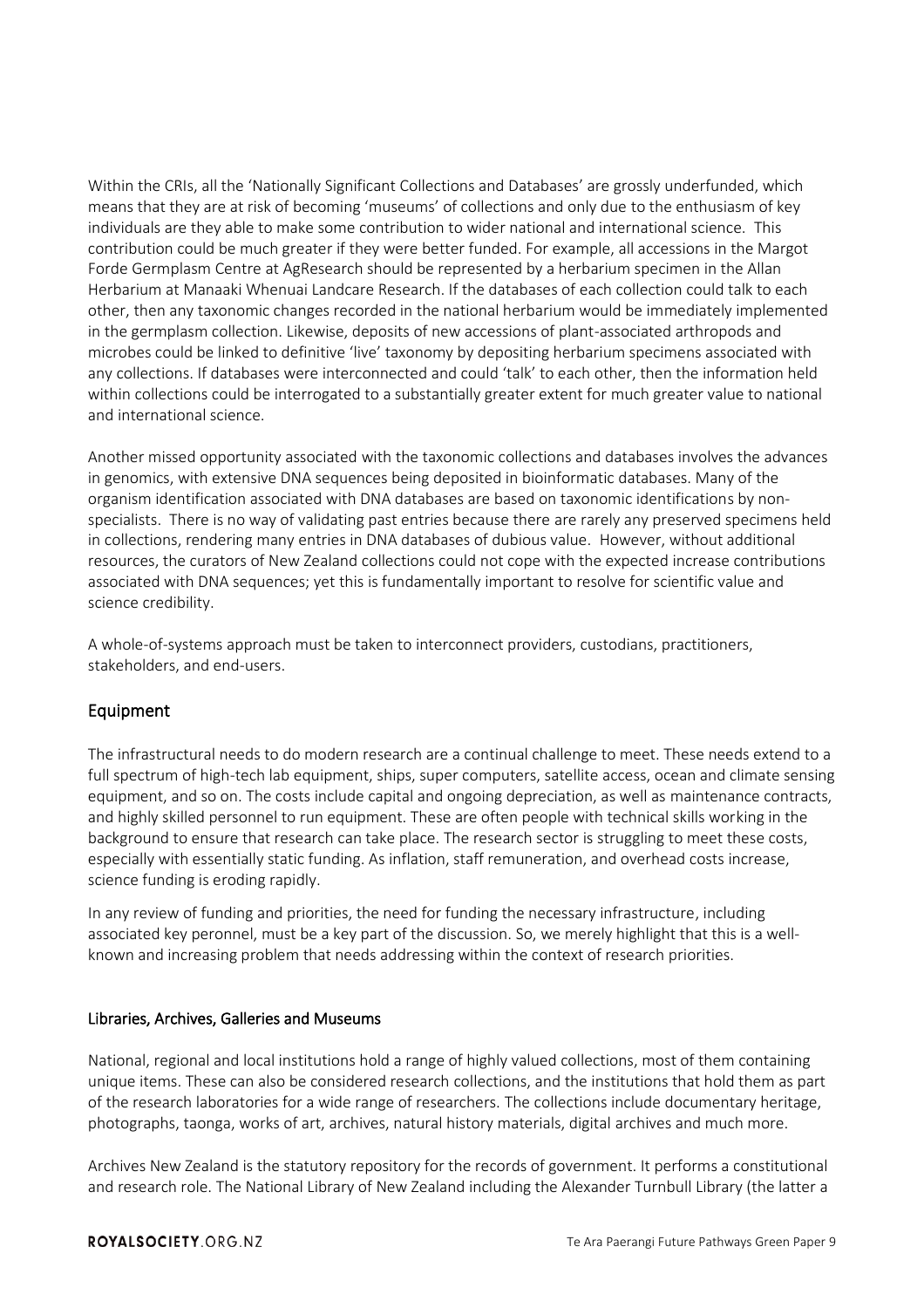Within the CRIs, all the 'Nationally Significant Collections and Databases' are grossly underfunded, which means that they are at risk of becoming 'museums' of collections and only due to the enthusiasm of key individuals are they able to make some contribution to wider national and international science. This contribution could be much greater if they were better funded. For example, all accessions in the Margot Forde Germplasm Centre at AgResearch should be represented by a herbarium specimen in the Allan Herbarium at Manaaki Whenuai Landcare Research. If the databases of each collection could talk to each other, then any taxonomic changes recorded in the national herbarium would be immediately implemented in the germplasm collection. Likewise, deposits of new accessions of plant-associated arthropods and microbes could be linked to definitive 'live' taxonomy by depositing herbarium specimens associated with any collections. If databases were interconnected and could 'talk' to each other, then the information held within collections could be interrogated to a substantially greater extent for much greater value to national and international science.

Another missed opportunity associated with the taxonomic collections and databases involves the advances in genomics, with extensive DNA sequences being deposited in bioinformatic databases. Many of the organism identification associated with DNA databases are based on taxonomic identifications by non-specialists. There is no way of validating past entries because there are rarely any preserved specimens held in collections, rendering many entries in DNA databases of dubious value. However, without additional resources, the curators of New Zealand collections could not cope with the expected increase contributions associated with DNA sequences; yet this is fundamentally important to resolve for scientific value and science credibility.

A whole-of-systems approach must be taken to interconnect providers, custodians, practitioners, stakeholders, and end-users.

## Equipment

The infrastructural needs to do modern research are a continual challenge to meet. These needs extend to a full spectrum of high-tech lab equipment, ships, super computers, satellite access, ocean and climate sensing equipment, and so on. The costs include capital and ongoing depreciation, as well as maintenance contracts, and highly skilled personnel to run equipment. These are often people with technical skills working in the background to ensure that research can take place. The research sector is struggling to meet these costs, especially with essentially static funding. As inflation, staff remuneration, and overhead costs increase, science funding is eroding rapidly.

In any review of funding and priorities, the need for funding the necessary infrastructure, including associated key peronnel, must be a key part of the discussion. So, we merely highlight that this is a well-known and increasing problem that needs addressing within the context of research priorities.

### Libraries, Archives, Galleries and Museums

National, regional and local institutions hold a range of highly valued collections, most of them containing unique items. These can also be considered research collections, and the institutions that hold them as part of the research laboratories for a wide range of researchers. The collections include documentary heritage, photographs, taonga, works of art, archives, natural history materials, digital archives and much more.

Archives New Zealand is the statutory repository for the records of government. It performs a constitutional and research role. The National Library of New Zealand including the Alexander Turnbull Library (the latter a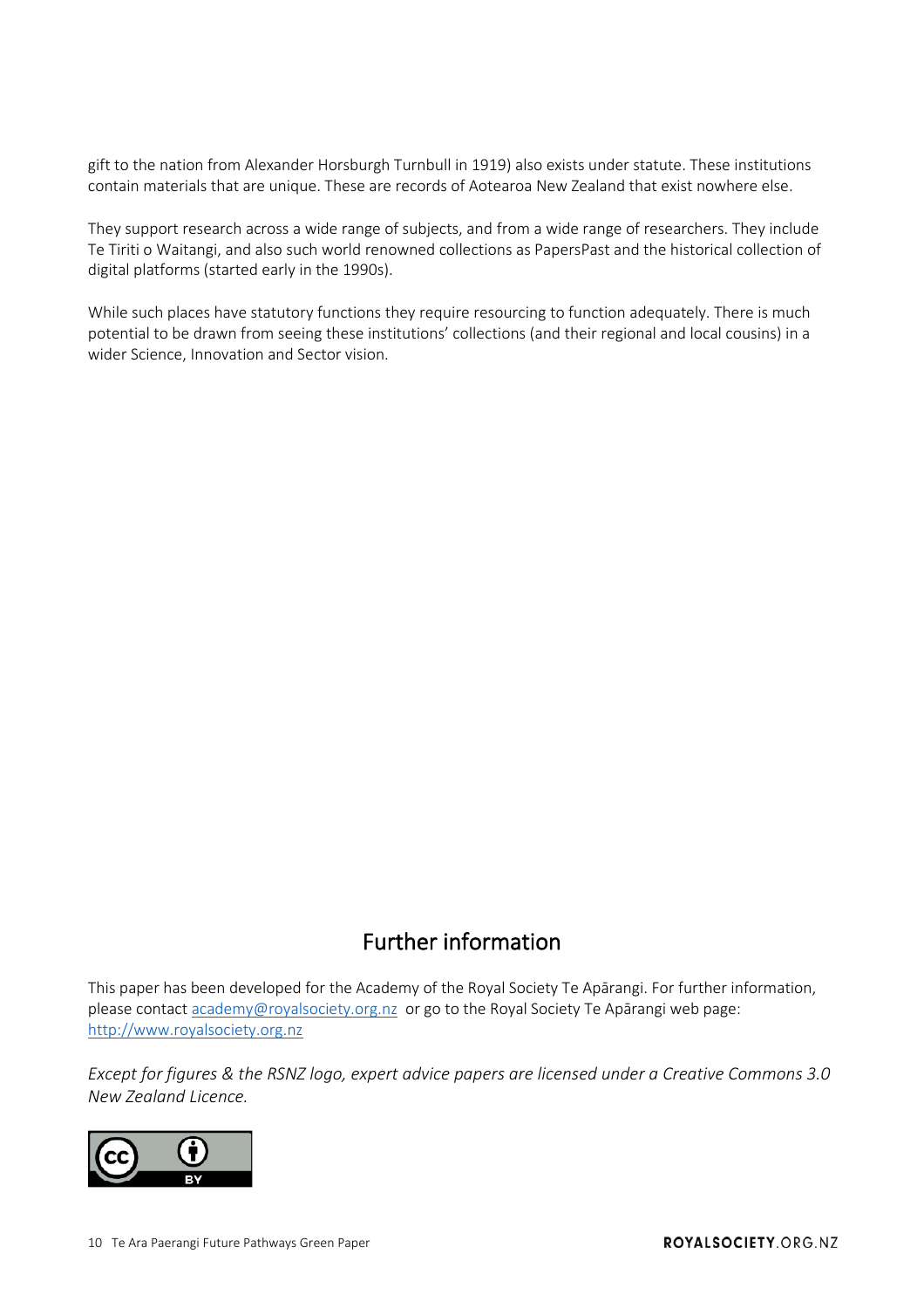gift to the nation from Alexander Horsburgh Turnbull in 1919) also exists under statute. These institutions contain materials that are unique. These are records of Aotearoa New Zealand that exist nowhere else.

They support research across a wide range of subjects, and from a wide range of researchers. They include Te Tiriti o Waitangi, and also such world renowned collections as PapersPast and the historical collection of digital platforms (started early in the 1990s).

While such places have statutory functions they require resourcing to function adequately. There is much potential to be drawn from seeing these institutions' collections (and their regional and local cousins) in a wider Science, Innovation and Sector vision.

## Further information

This paper has been developed for the Academy of the Royal Society Te Apārangi. For further information, please contact [academy@royalsociety.org.nz](mailto:academy@royalsociety.org.nz) or go to the Royal Society Te Apārangi web page: [http://www.royalsociety.org.nz](http://www.royalsociety.org.nz)

*Except for figures & the RSNZ logo, expert advice papers are licensed under a Creative Commons 3.0 New Zealand Licence.*